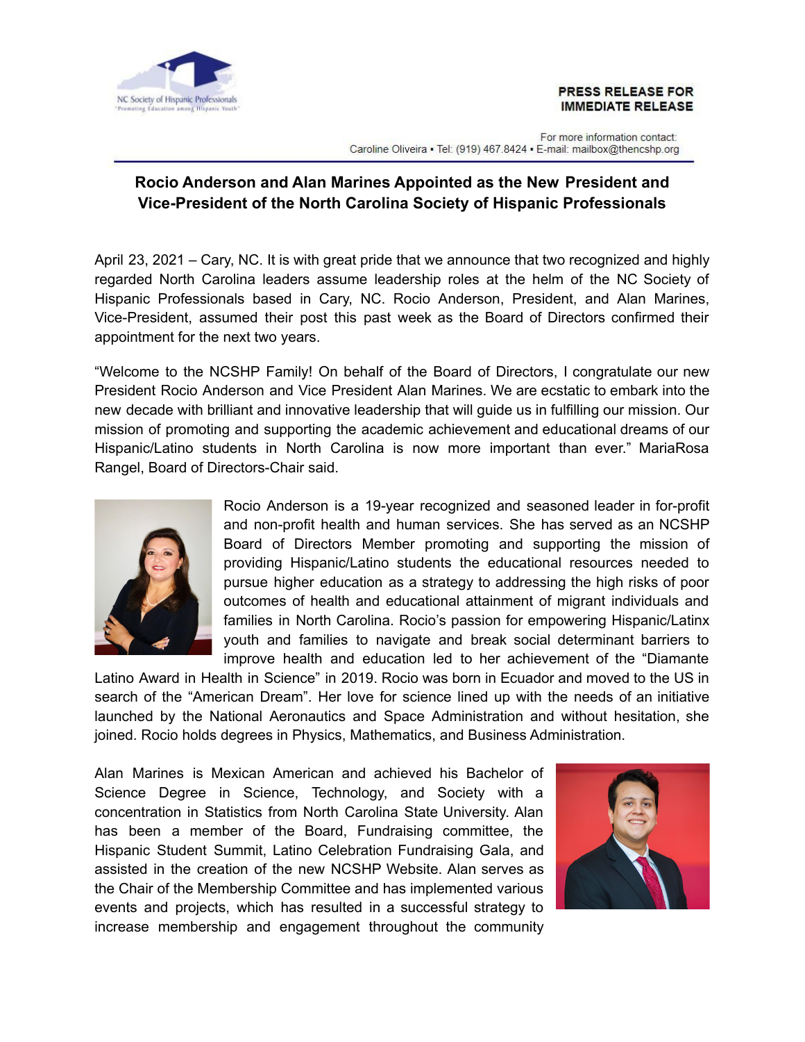NC Society of Hispanic Professionals
"Promoting Education among Hispanic Youth"

**PRESS RELEASE FOR IMMEDIATE RELEASE**

For more information contact:
Caroline Oliveira ▪ Tel: (919) 467.8424 ▪ E-mail: mailbox@thencshp.org

# Rocio Anderson and Alan Marines Appointed as the New President and Vice-President of the North Carolina Society of Hispanic Professionals

April 23, 2021 – Cary, NC. It is with great pride that we announce that two recognized and highly regarded North Carolina leaders assume leadership roles at the helm of the NC Society of Hispanic Professionals based in Cary, NC. Rocio Anderson, President, and Alan Marines, Vice-President, assumed their post this past week as the Board of Directors confirmed their appointment for the next two years.

"Welcome to the NCSHP Family! On behalf of the Board of Directors, I congratulate our new President Rocio Anderson and Vice President Alan Marines. We are ecstatic to embark into the new decade with brilliant and innovative leadership that will guide us in fulfilling our mission. Our mission of promoting and supporting the academic achievement and educational dreams of our Hispanic/Latino students in North Carolina is now more important than ever." MariaRosa Rangel, Board of Directors-Chair said.

Rocio Anderson is a 19-year recognized and seasoned leader in for-profit and non-profit health and human services. She has served as an NCSHP Board of Directors Member promoting and supporting the mission of providing Hispanic/Latino students the educational resources needed to pursue higher education as a strategy to addressing the high risks of poor outcomes of health and educational attainment of migrant individuals and families in North Carolina. Rocio's passion for empowering Hispanic/Latinx youth and families to navigate and break social determinant barriers to improve health and education led to her achievement of the "Diamante Latino Award in Health in Science" in 2019. Rocio was born in Ecuador and moved to the US in search of the "American Dream". Her love for science lined up with the needs of an initiative launched by the National Aeronautics and Space Administration and without hesitation, she joined. Rocio holds degrees in Physics, Mathematics, and Business Administration.

Alan Marines is Mexican American and achieved his Bachelor of Science Degree in Science, Technology, and Society with a concentration in Statistics from North Carolina State University. Alan has been a member of the Board, Fundraising committee, the Hispanic Student Summit, Latino Celebration Fundraising Gala, and assisted in the creation of the new NCSHP Website. Alan serves as the Chair of the Membership Committee and has implemented various events and projects, which has resulted in a successful strategy to increase membership and engagement throughout the community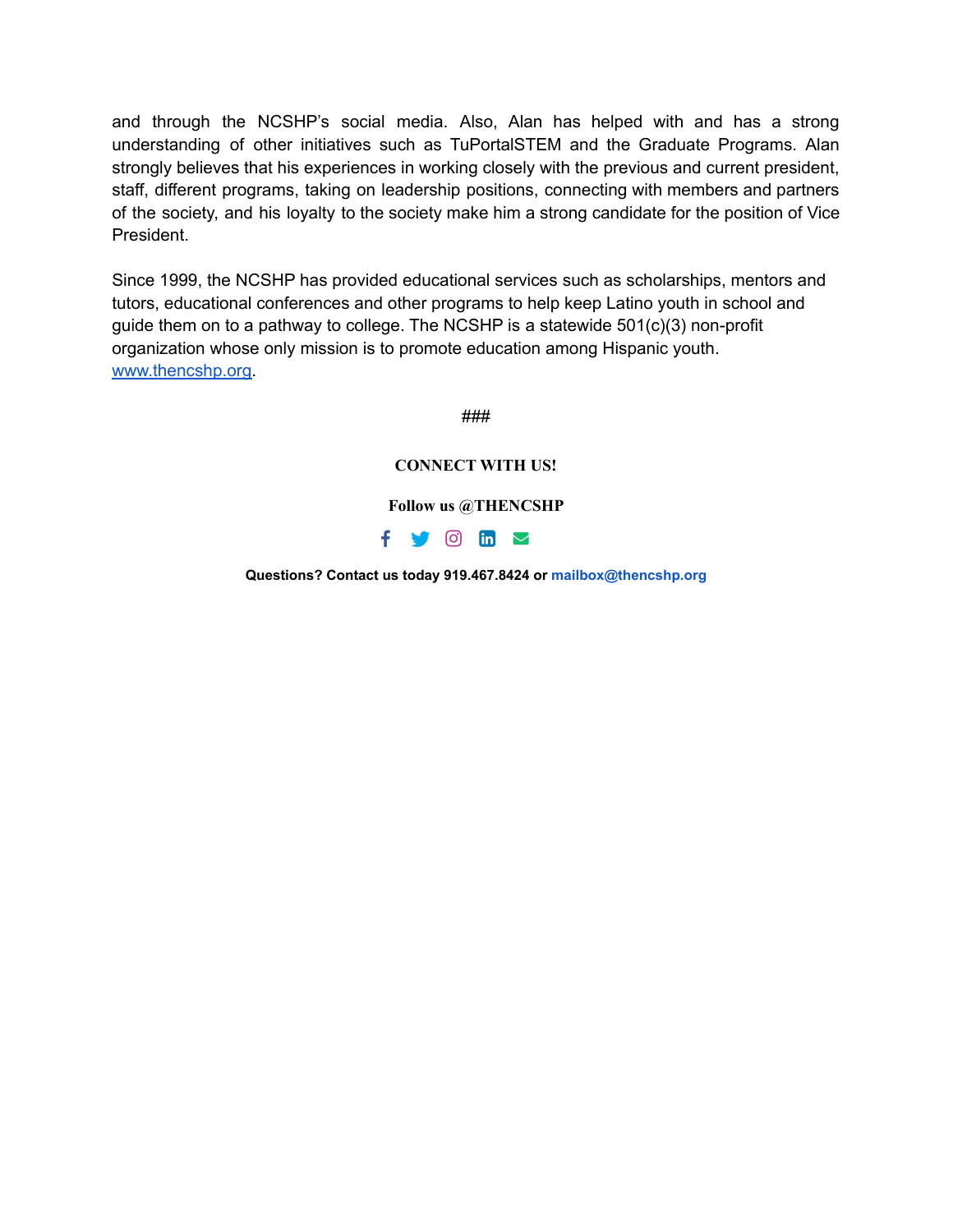and through the NCSHP's social media. Also, Alan has helped with and has a strong understanding of other initiatives such as TuPortalSTEM and the Graduate Programs. Alan strongly believes that his experiences in working closely with the previous and current president, staff, different programs, taking on leadership positions, connecting with members and partners of the society, and his loyalty to the society make him a strong candidate for the position of Vice President.

Since 1999, the NCSHP has provided educational services such as scholarships, mentors and tutors, educational conferences and other programs to help keep Latino youth in school and guide them on to a pathway to college. The NCSHP is a statewide 501(c)(3) non-profit organization whose only mission is to promote education among Hispanic youth. [www.thencshp.org](http://www.thencshp.org).

###

**CONNECT WITH US!**

**Follow us @THENCSHP**

**Questions? Contact us today 919.467.8424 or mailbox@thencshp.org**